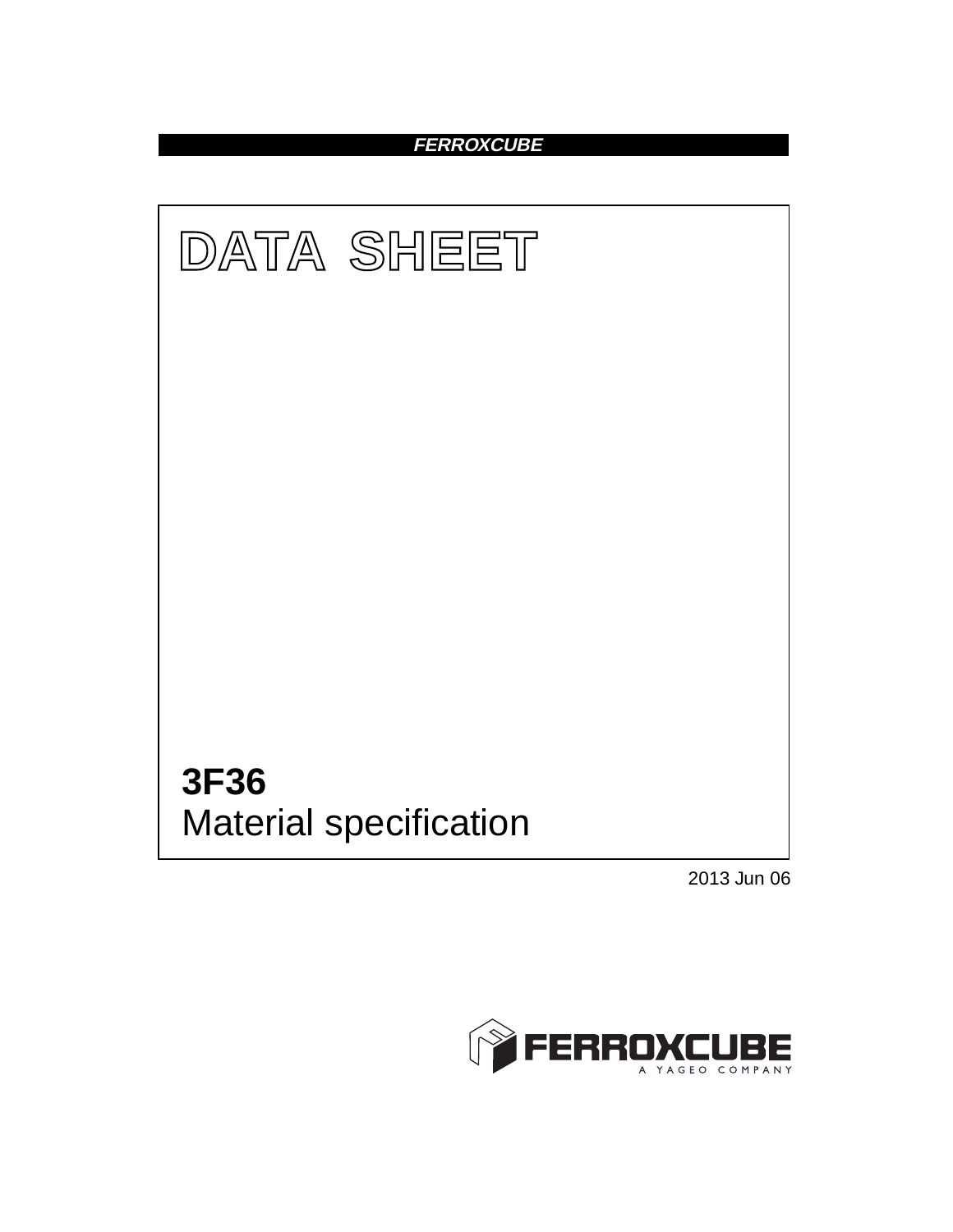**FERROXCUBE**

# DATA SHEET

## 3F36
Material specification

2013 Jun 06

FERROXCUBE
A YAGEO COMPANY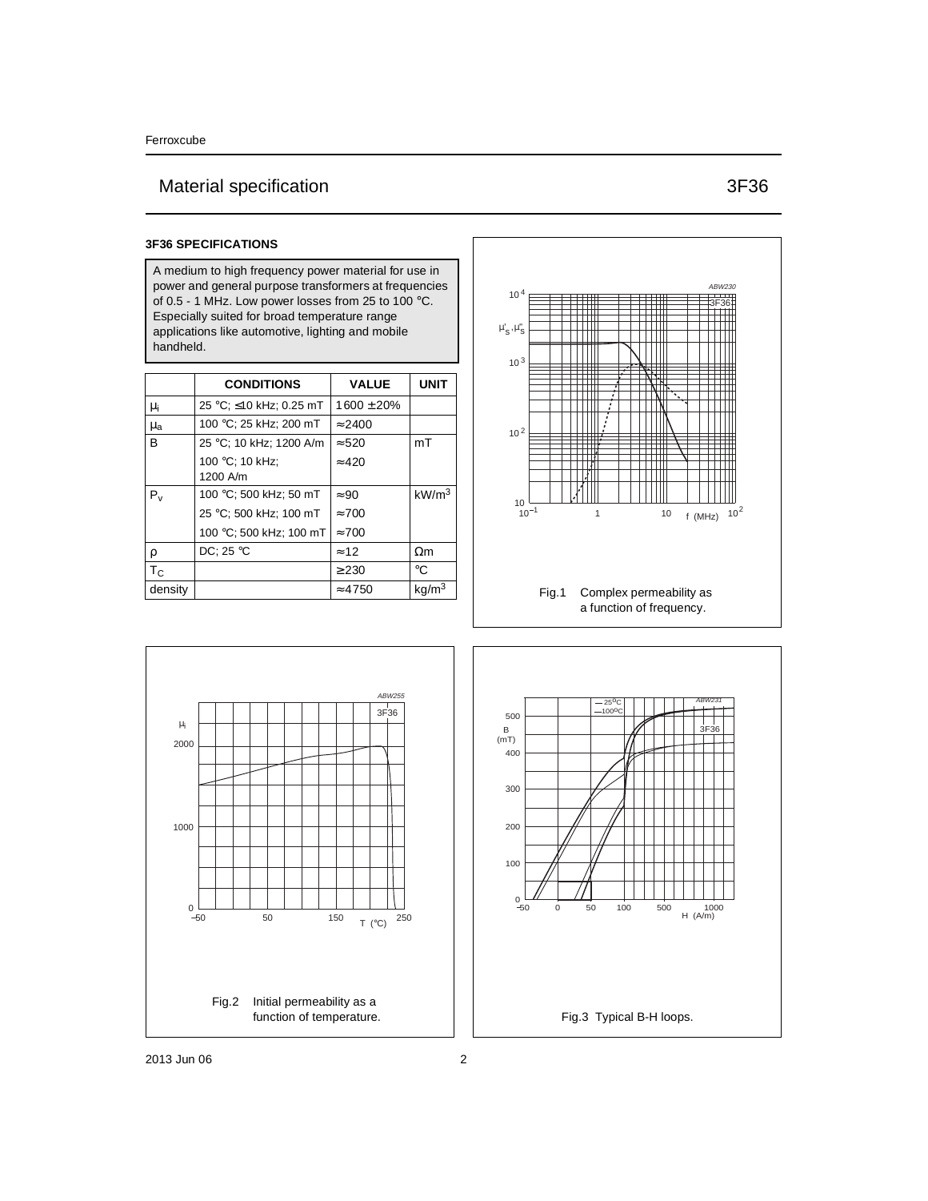## 3F36 SPECIFICATIONS

A medium to high frequency power material for use in power and general purpose transformers at frequencies of 0.5 - 1 MHz. Low power losses from 25 to 100 °C. Especially suited for broad temperature range applications like automotive, lighting and mobile handheld.

| | CONDITIONS | VALUE | UNIT |
|---|---|---|---|
| $\mu_i$ | 25 °C; ≤10 kHz; 0.25 mT | 1600 ± 20% | |
| $\mu_a$ | 100 °C; 25 kHz; 200 mT | ≈2400 | |
| B | 25 °C; 10 kHz; 1200 A/m | ≈520 | mT |
| | 100 °C; 10 kHz; 1200 A/m | ≈420 | |
| $P_v$ | 100 °C; 500 kHz; 50 mT | ≈90 | $kW/m^3$ |
| | 25 °C; 500 kHz; 100 mT | ≈700 | |
| | 100 °C; 500 kHz; 100 mT | ≈700 | |
| ρ | DC; 25 °C | ≈12 | Ωm |
| $T_C$ | | ≥230 | °C |
| density | | ≈4750 | $kg/m^3$ |

Fig.1 Complex permeability as a function of frequency.

Fig.2 Initial permeability as a function of temperature.

Fig.3 Typical B-H loops.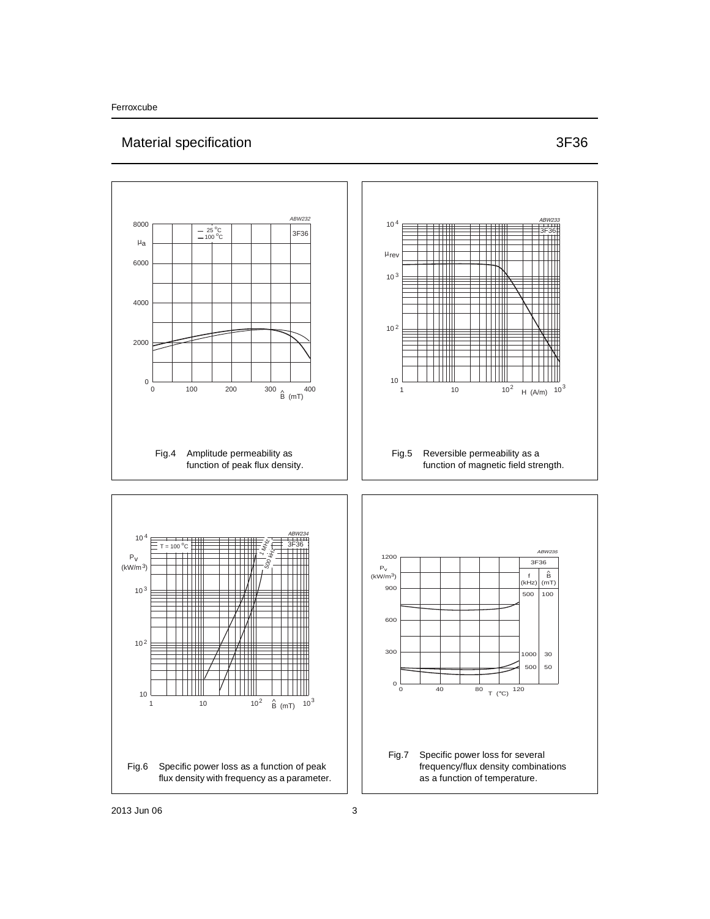## Material specification 3F36

Fig.4 Amplitude permeability as function of peak flux density.

Fig.5 Reversible permeability as a function of magnetic field strength.

Fig.6 Specific power loss as a function of peak flux density with frequency as a parameter.

Fig.7 Specific power loss for several frequency/flux density combinations as a function of temperature.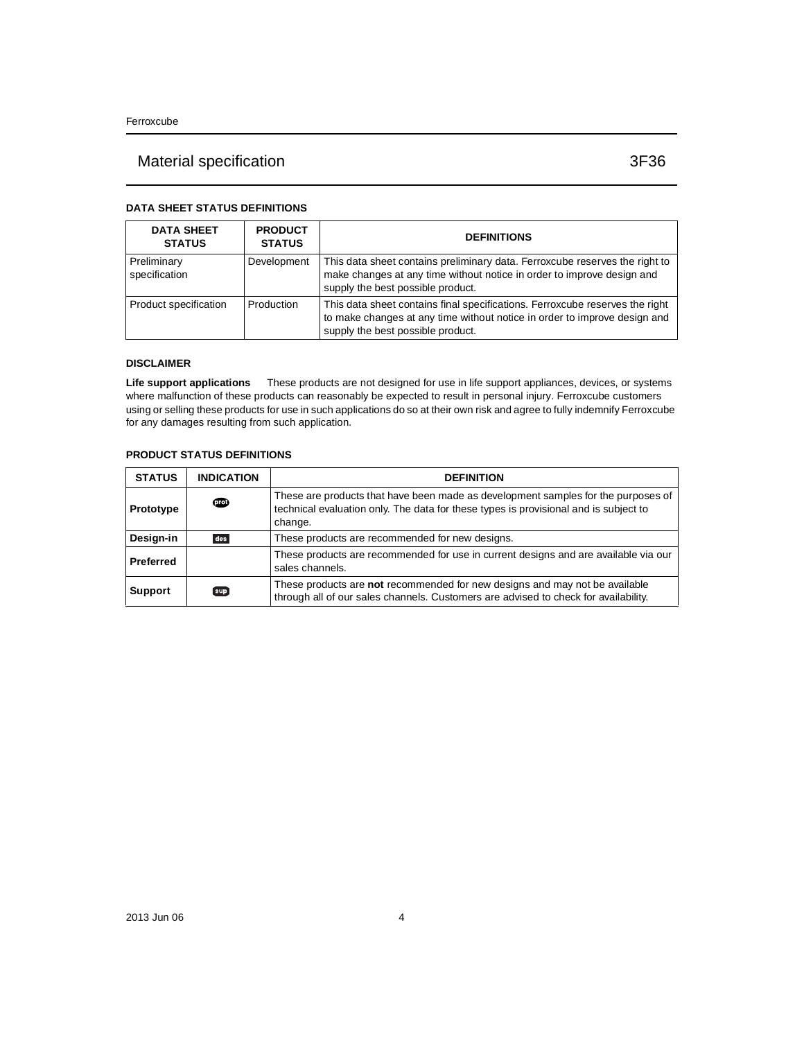# Material specification 3F36

### DATA SHEET STATUS DEFINITIONS

| DATA SHEET STATUS | PRODUCT STATUS | DEFINITIONS |
|---|---|---|
| Preliminary specification | Development | This data sheet contains preliminary data. Ferroxcube reserves the right to make changes at any time without notice in order to improve design and supply the best possible product. |
| Product specification | Production | This data sheet contains final specifications. Ferroxcube reserves the right to make changes at any time without notice in order to improve design and supply the best possible product. |

### DISCLAIMER

**Life support applications** These products are not designed for use in life support appliances, devices, or systems where malfunction of these products can reasonably be expected to result in personal injury. Ferroxcube customers using or selling these products for use in such applications do so at their own risk and agree to fully indemnify Ferroxcube for any damages resulting from such application.

### PRODUCT STATUS DEFINITIONS

| STATUS | INDICATION | DEFINITION |
|---|---|---|
| **Prototype** | prot | These are products that have been made as development samples for the purposes of technical evaluation only. The data for these types is provisional and is subject to change. |
| **Design-in** | des | These products are recommended for new designs. |
| **Preferred** | | These products are recommended for use in current designs and are available via our sales channels. |
| **Support** | sup | These products are **not** recommended for new designs and may not be available through all of our sales channels. Customers are advised to check for availability. |